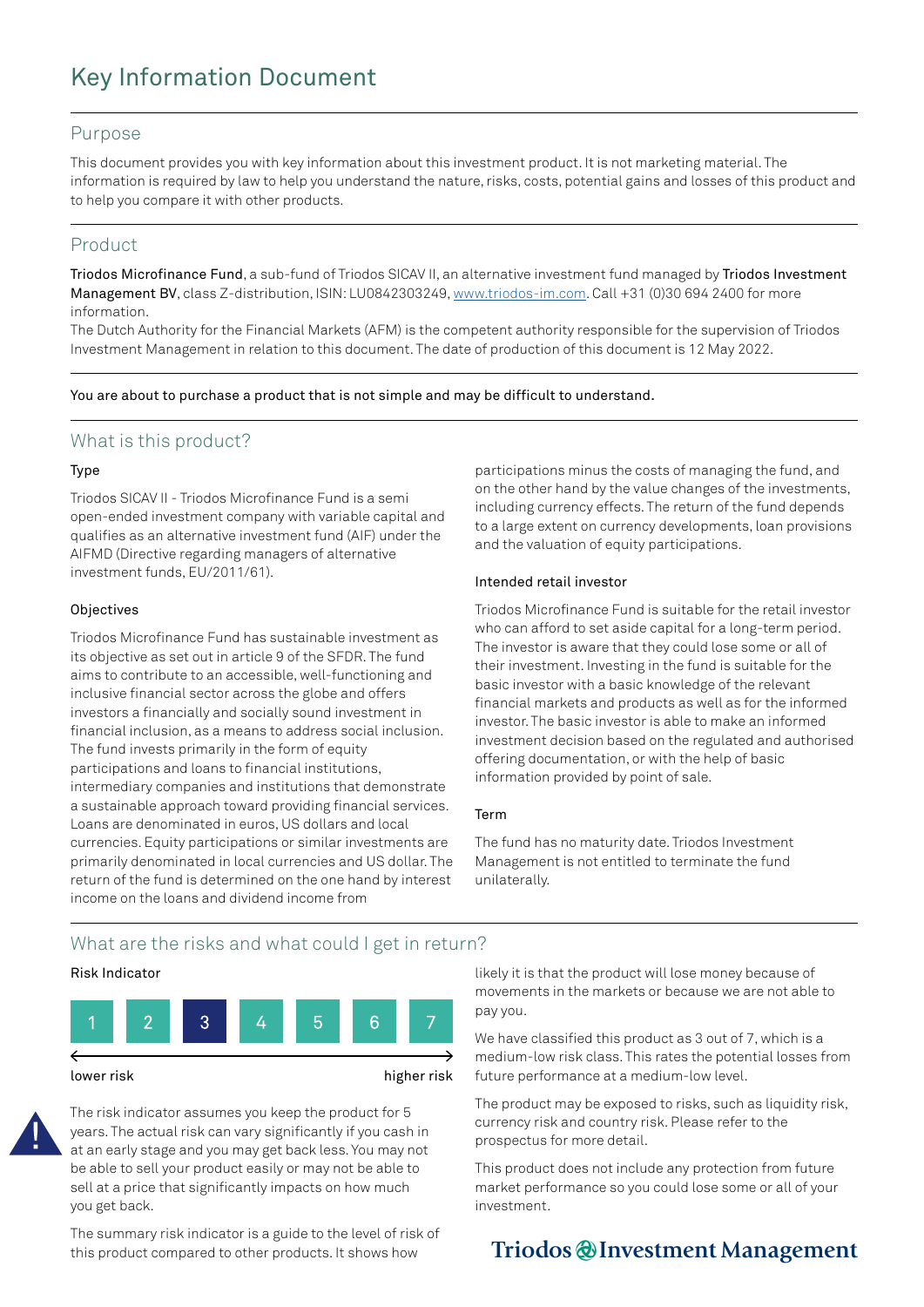# Key Information Document

## Purpose

This document provides you with key information about this investment product. It is not marketing material. The information is required by law to help you understand the nature, risks, costs, potential gains and losses of this product and to help you compare it with other products.

## Product

**Triodos Microfinance Fund**, a sub-fund of Triodos SICAV II, an alternative investment fund managed by **Triodos Investment Management BV**, class Z-distribution, ISIN: LU0842303249, www.triodos-im.com. Call +31 (0)30 694 2400 for more information.

The Dutch Authority for the Financial Markets (AFM) is the competent authority responsible for the supervision of Triodos Investment Management in relation to this document. The date of production of this document is 12 May 2022.

You are about to purchase a product that is not simple and may be difficult to understand.

## What is this product?

### Type

Triodos SICAV II - Triodos Microfinance Fund is a semi open-ended investment company with variable capital and qualifies as an alternative investment fund (AIF) under the AIFMD (Directive regarding managers of alternative investment funds, EU/2011/61).

### Objectives

Triodos Microfinance Fund has sustainable investment as its objective as set out in article 9 of the SFDR. The fund aims to contribute to an accessible, well-functioning and inclusive financial sector across the globe and offers investors a financially and socially sound investment in financial inclusion, as a means to address social inclusion. The fund invests primarily in the form of equity participations and loans to financial institutions, intermediary companies and institutions that demonstrate a sustainable approach toward providing financial services. Loans are denominated in euros, US dollars and local currencies. Equity participations or similar investments are primarily denominated in local currencies and US dollar. The return of the fund is determined on the one hand by interest income on the loans and dividend income from participations minus the costs of managing the fund, and on the other hand by the value changes of the investments, including currency effects. The return of the fund depends to a large extent on currency developments, loan provisions and the valuation of equity participations.

### Intended retail investor

Triodos Microfinance Fund is suitable for the retail investor who can afford to set aside capital for a long-term period. The investor is aware that they could lose some or all of their investment. Investing in the fund is suitable for the basic investor with a basic knowledge of the relevant financial markets and products as well as for the informed investor. The basic investor is able to make an informed investment decision based on the regulated and authorised offering documentation, or with the help of basic information provided by point of sale.

### Term

The fund has no maturity date. Triodos Investment Management is not entitled to terminate the fund unilaterally.

## What are the risks and what could I get in return?

### Risk Indicator

| 1 | 2 | **3** | 4 | 5 | 6 | 7 |
|---|---|---|---|---|---|---|

lower risk ← → higher risk

The risk indicator assumes you keep the product for 5 years. The actual risk can vary significantly if you cash in at an early stage and you may get back less. You may not be able to sell your product easily or may not be able to sell at a price that significantly impacts on how much you get back.

The summary risk indicator is a guide to the level of risk of this product compared to other products. It shows how likely it is that the product will lose money because of movements in the markets or because we are not able to pay you.

We have classified this product as 3 out of 7, which is a medium-low risk class. This rates the potential losses from future performance at a medium-low level.

The product may be exposed to risks, such as liquidity risk, currency risk and country risk. Please refer to the prospectus for more detail.

This product does not include any protection from future market performance so you could lose some or all of your investment.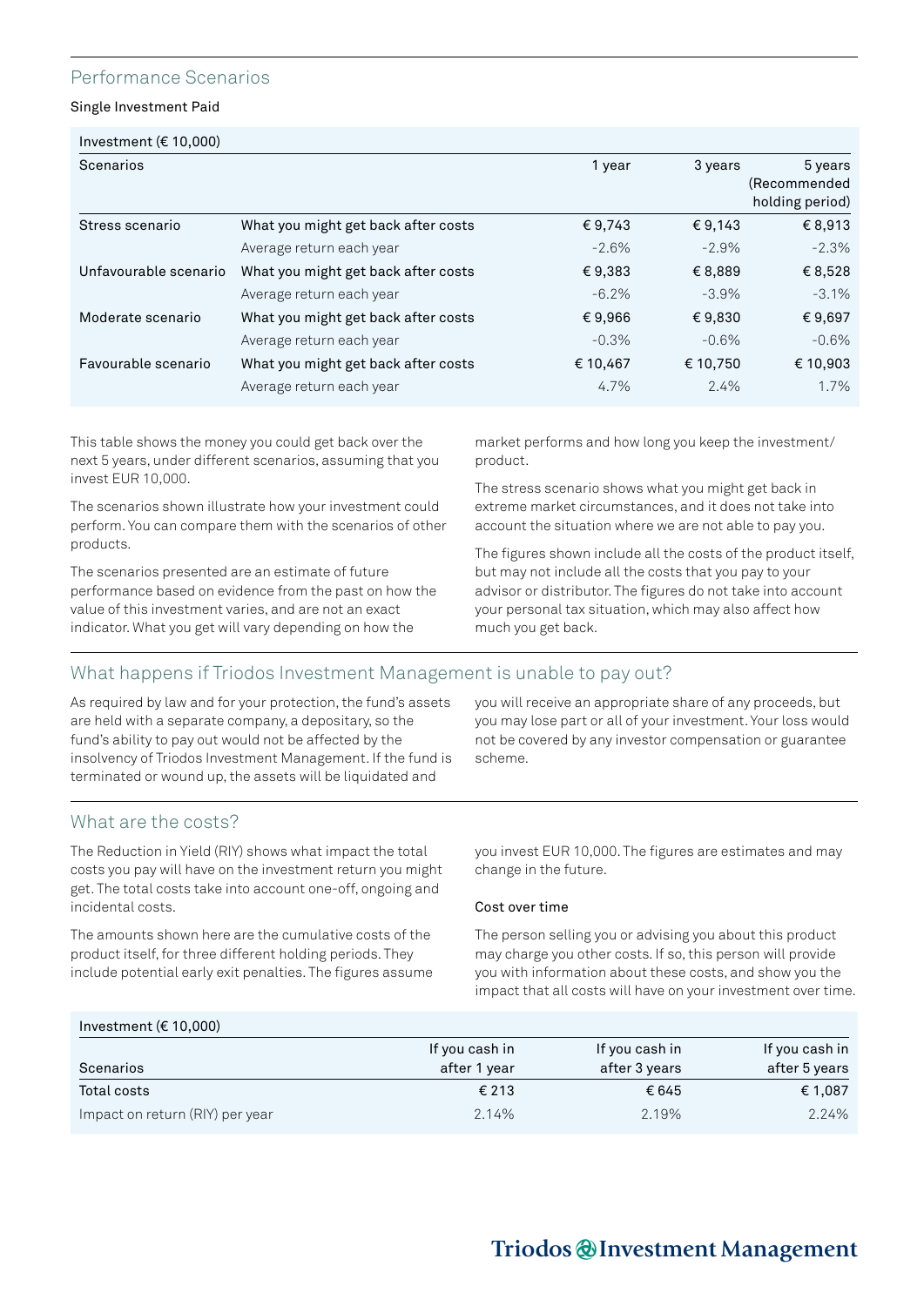## Performance Scenarios

Single Investment Paid

| Investment (€ 10,000) | | | | |
|---|---|---|---|---|
| Scenarios | | 1 year | 3 years | 5 years (Recommended holding period) |
| Stress scenario | What you might get back after costs | € 9,743 | € 9,143 | € 8,913 |
| | Average return each year | -2.6% | -2.9% | -2.3% |
| Unfavourable scenario | What you might get back after costs | € 9,383 | € 8,889 | € 8,528 |
| | Average return each year | -6.2% | -3.9% | -3.1% |
| Moderate scenario | What you might get back after costs | € 9,966 | € 9,830 | € 9,697 |
| | Average return each year | -0.3% | -0.6% | -0.6% |
| Favourable scenario | What you might get back after costs | € 10,467 | € 10,750 | € 10,903 |
| | Average return each year | 4.7% | 2.4% | 1.7% |

This table shows the money you could get back over the next 5 years, under different scenarios, assuming that you invest EUR 10,000.

The scenarios shown illustrate how your investment could perform. You can compare them with the scenarios of other products.

The scenarios presented are an estimate of future performance based on evidence from the past on how the value of this investment varies, and are not an exact indicator. What you get will vary depending on how the market performs and how long you keep the investment/product.

The stress scenario shows what you might get back in extreme market circumstances, and it does not take into account the situation where we are not able to pay you.

The figures shown include all the costs of the product itself, but may not include all the costs that you pay to your advisor or distributor. The figures do not take into account your personal tax situation, which may also affect how much you get back.

## What happens if Triodos Investment Management is unable to pay out?

As required by law and for your protection, the fund's assets are held with a separate company, a depositary, so the fund's ability to pay out would not be affected by the insolvency of Triodos Investment Management. If the fund is terminated or wound up, the assets will be liquidated and you will receive an appropriate share of any proceeds, but you may lose part or all of your investment. Your loss would not be covered by any investor compensation or guarantee scheme.

## What are the costs?

The Reduction in Yield (RIY) shows what impact the total costs you pay will have on the investment return you might get. The total costs take into account one-off, ongoing and incidental costs.

The amounts shown here are the cumulative costs of the product itself, for three different holding periods. They include potential early exit penalties. The figures assume you invest EUR 10,000. The figures are estimates and may change in the future.

### Cost over time

The person selling you or advising you about this product may charge you other costs. If so, this person will provide you with information about these costs, and show you the impact that all costs will have on your investment over time.

| Investment (€ 10,000) | | | |
|---|---|---|---|
| Scenarios | If you cash in after 1 year | If you cash in after 3 years | If you cash in after 5 years |
| Total costs | € 213 | € 645 | € 1,087 |
| Impact on return (RIY) per year | 2.14% | 2.19% | 2.24% |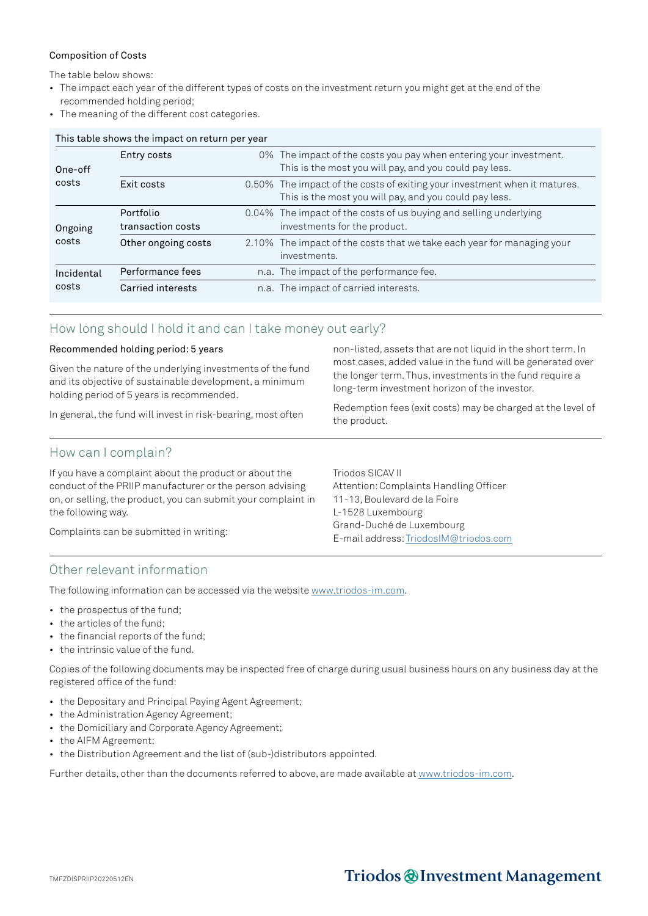Composition of Costs

The table below shows:

- The impact each year of the different types of costs on the investment return you might get at the end of the recommended holding period;
- The meaning of the different cost categories.

| This table shows the impact on return per year | | | |
|---|---|---|---|
| One-off costs | Entry costs | 0% | The impact of the costs you pay when entering your investment. This is the most you will pay, and you could pay less. |
| | Exit costs | 0.50% | The impact of the costs of exiting your investment when it matures. This is the most you will pay, and you could pay less. |
| Ongoing costs | Portfolio transaction costs | 0.04% | The impact of the costs of us buying and selling underlying investments for the product. |
| | Other ongoing costs | 2.10% | The impact of the costs that we take each year for managing your investments. |
| Incidental costs | Performance fees | n.a. | The impact of the performance fee. |
| | Carried interests | n.a. | The impact of carried interests. |

## How long should I hold it and can I take money out early?

Recommended holding period: 5 years

Given the nature of the underlying investments of the fund and its objective of sustainable development, a minimum holding period of 5 years is recommended.

In general, the fund will invest in risk-bearing, most often non-listed, assets that are not liquid in the short term. In most cases, added value in the fund will be generated over the longer term. Thus, investments in the fund require a long-term investment horizon of the investor.

Redemption fees (exit costs) may be charged at the level of the product.

## How can I complain?

If you have a complaint about the product or about the conduct of the PRIIP manufacturer or the person advising on, or selling, the product, you can submit your complaint in the following way.

Complaints can be submitted in writing:

Triodos SICAV II
Attention: Complaints Handling Officer
11-13, Boulevard de la Foire
L-1528 Luxembourg
Grand-Duché de Luxembourg
E-mail address: TriodosIM@triodos.com

## Other relevant information

The following information can be accessed via the website www.triodos-im.com.

- the prospectus of the fund;
- the articles of the fund;
- the financial reports of the fund;
- the intrinsic value of the fund.

Copies of the following documents may be inspected free of charge during usual business hours on any business day at the registered office of the fund:

- the Depositary and Principal Paying Agent Agreement;
- the Administration Agency Agreement;
- the Domiciliary and Corporate Agency Agreement;
- the AIFM Agreement;
- the Distribution Agreement and the list of (sub-)distributors appointed.

Further details, other than the documents referred to above, are made available at www.triodos-im.com.

TMFZDISPRIIP20220512EN